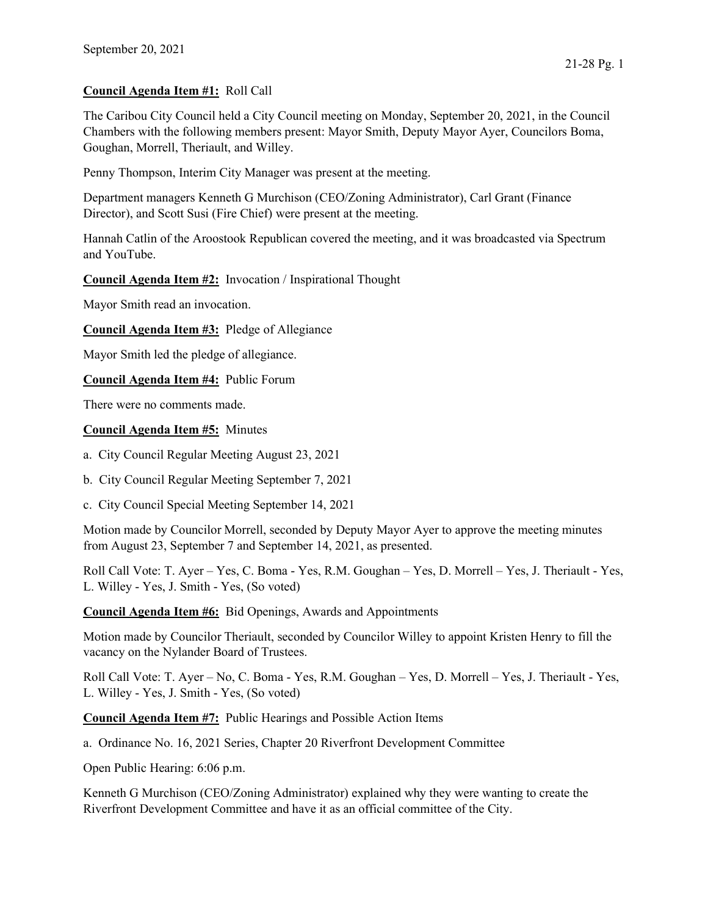September 20, 2021

**Council Agenda Item #1:** Roll Call

The Caribou City Council held a City Council meeting on Monday, September 20, 2021, in the Council Chambers with the following members present: Mayor Smith, Deputy Mayor Ayer, Councilors Boma, Goughan, Morrell, Theriault, and Willey.

Penny Thompson, Interim City Manager was present at the meeting.

Department managers Kenneth G Murchison (CEO/Zoning Administrator), Carl Grant (Finance Director), and Scott Susi (Fire Chief) were present at the meeting.

Hannah Catlin of the Aroostook Republican covered the meeting, and it was broadcasted via Spectrum and YouTube.

**Council Agenda Item #2:** Invocation / Inspirational Thought

Mayor Smith read an invocation.

**Council Agenda Item #3:** Pledge of Allegiance

Mayor Smith led the pledge of allegiance.

**Council Agenda Item #4:** Public Forum

There were no comments made.

**Council Agenda Item #5:** Minutes

a. City Council Regular Meeting August 23, 2021

b. City Council Regular Meeting September 7, 2021

c. City Council Special Meeting September 14, 2021

Motion made by Councilor Morrell, seconded by Deputy Mayor Ayer to approve the meeting minutes from August 23, September 7 and September 14, 2021, as presented.

Roll Call Vote: T. Ayer – Yes, C. Boma - Yes, R.M. Goughan – Yes, D. Morrell – Yes, J. Theriault - Yes, L. Willey - Yes, J. Smith - Yes, (So voted)

**Council Agenda Item #6:** Bid Openings, Awards and Appointments

Motion made by Councilor Theriault, seconded by Councilor Willey to appoint Kristen Henry to fill the vacancy on the Nylander Board of Trustees.

Roll Call Vote: T. Ayer – No, C. Boma - Yes, R.M. Goughan – Yes, D. Morrell – Yes, J. Theriault - Yes, L. Willey - Yes, J. Smith - Yes, (So voted)

**Council Agenda Item #7:** Public Hearings and Possible Action Items

a. Ordinance No. 16, 2021 Series, Chapter 20 Riverfront Development Committee

Open Public Hearing: 6:06 p.m.

Kenneth G Murchison (CEO/Zoning Administrator) explained why they were wanting to create the Riverfront Development Committee and have it as an official committee of the City.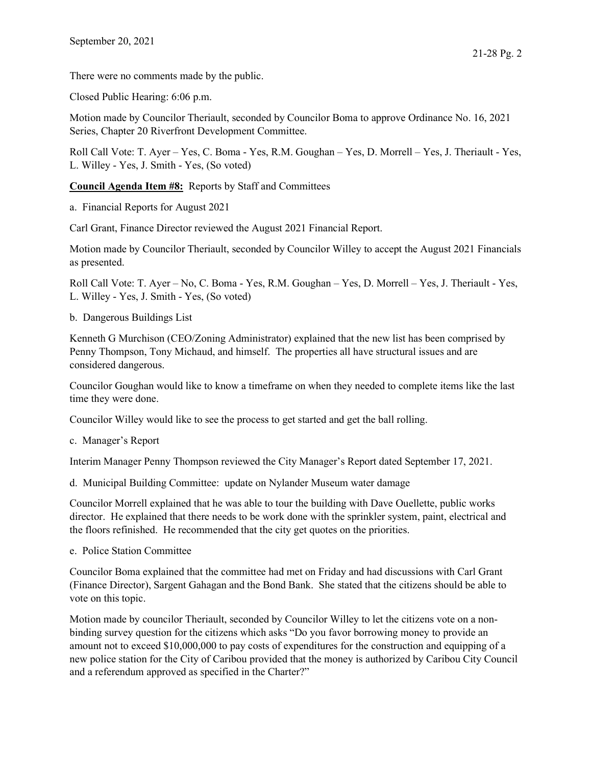There were no comments made by the public.

Closed Public Hearing: 6:06 p.m.

Motion made by Councilor Theriault, seconded by Councilor Boma to approve Ordinance No. 16, 2021 Series, Chapter 20 Riverfront Development Committee.

Roll Call Vote: T. Ayer – Yes, C. Boma - Yes, R.M. Goughan – Yes, D. Morrell – Yes, J. Theriault - Yes, L. Willey - Yes, J. Smith - Yes, (So voted)

**Council Agenda Item #8:** Reports by Staff and Committees

a. Financial Reports for August 2021

Carl Grant, Finance Director reviewed the August 2021 Financial Report.

Motion made by Councilor Theriault, seconded by Councilor Willey to accept the August 2021 Financials as presented.

Roll Call Vote: T. Ayer – No, C. Boma - Yes, R.M. Goughan – Yes, D. Morrell – Yes, J. Theriault - Yes, L. Willey - Yes, J. Smith - Yes, (So voted)

b. Dangerous Buildings List

Kenneth G Murchison (CEO/Zoning Administrator) explained that the new list has been comprised by Penny Thompson, Tony Michaud, and himself. The properties all have structural issues and are considered dangerous.

Councilor Goughan would like to know a timeframe on when they needed to complete items like the last time they were done.

Councilor Willey would like to see the process to get started and get the ball rolling.

c. Manager's Report

Interim Manager Penny Thompson reviewed the City Manager's Report dated September 17, 2021.

d. Municipal Building Committee: update on Nylander Museum water damage

Councilor Morrell explained that he was able to tour the building with Dave Ouellette, public works director. He explained that there needs to be work done with the sprinkler system, paint, electrical and the floors refinished. He recommended that the city get quotes on the priorities.

e. Police Station Committee

Councilor Boma explained that the committee had met on Friday and had discussions with Carl Grant (Finance Director), Sargent Gahagan and the Bond Bank. She stated that the citizens should be able to vote on this topic.

Motion made by councilor Theriault, seconded by Councilor Willey to let the citizens vote on a non-binding survey question for the citizens which asks "Do you favor borrowing money to provide an amount not to exceed $10,000,000 to pay costs of expenditures for the construction and equipping of a new police station for the City of Caribou provided that the money is authorized by Caribou City Council and a referendum approved as specified in the Charter?"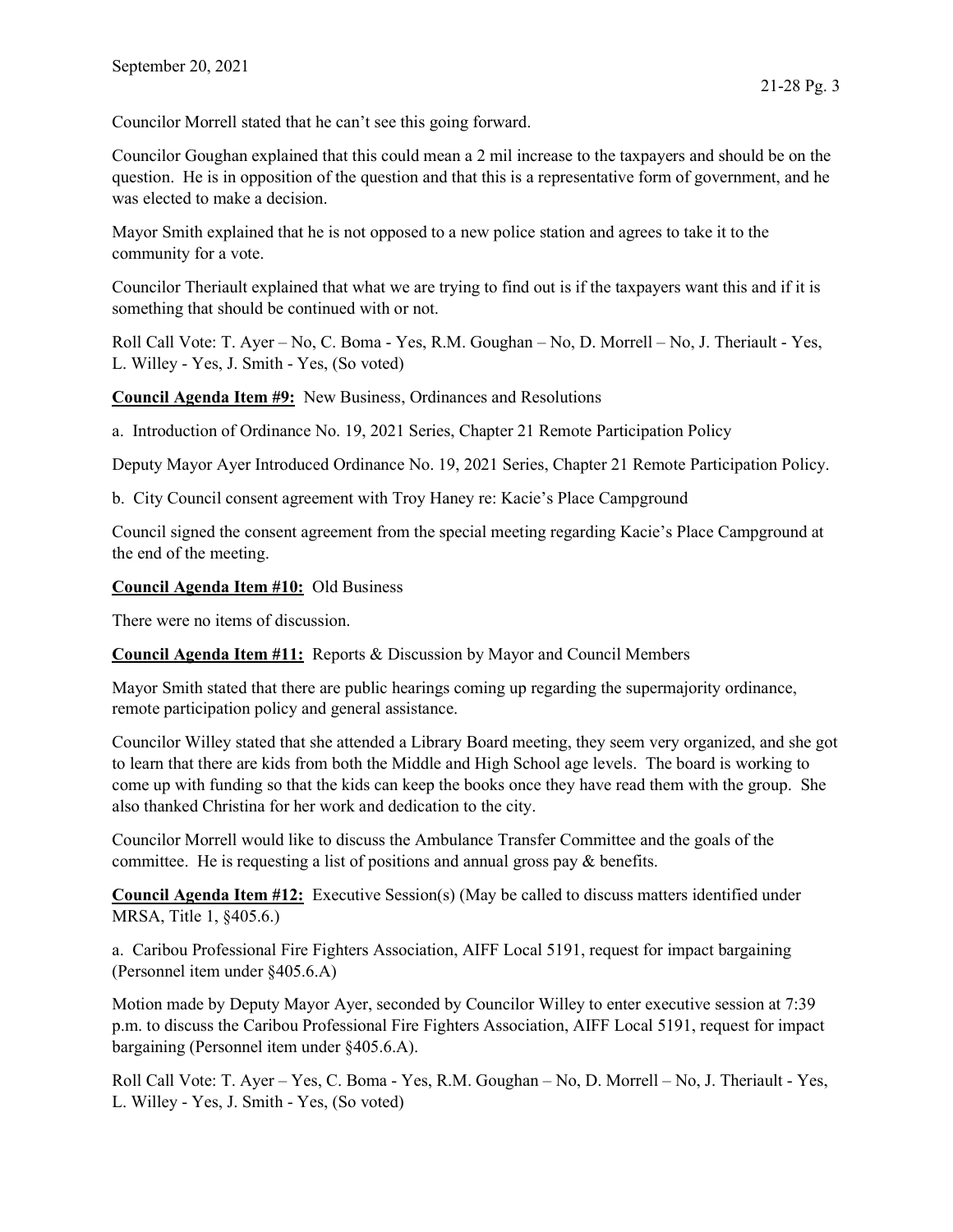Councilor Morrell stated that he can't see this going forward.

Councilor Goughan explained that this could mean a 2 mil increase to the taxpayers and should be on the question. He is in opposition of the question and that this is a representative form of government, and he was elected to make a decision.

Mayor Smith explained that he is not opposed to a new police station and agrees to take it to the community for a vote.

Councilor Theriault explained that what we are trying to find out is if the taxpayers want this and if it is something that should be continued with or not.

Roll Call Vote: T. Ayer – No, C. Boma - Yes, R.M. Goughan – No, D. Morrell – No, J. Theriault - Yes, L. Willey - Yes, J. Smith - Yes, (So voted)

**Council Agenda Item #9:** New Business, Ordinances and Resolutions

a. Introduction of Ordinance No. 19, 2021 Series, Chapter 21 Remote Participation Policy

Deputy Mayor Ayer Introduced Ordinance No. 19, 2021 Series, Chapter 21 Remote Participation Policy.

b. City Council consent agreement with Troy Haney re: Kacie's Place Campground

Council signed the consent agreement from the special meeting regarding Kacie's Place Campground at the end of the meeting.

**Council Agenda Item #10:** Old Business

There were no items of discussion.

**Council Agenda Item #11:** Reports & Discussion by Mayor and Council Members

Mayor Smith stated that there are public hearings coming up regarding the supermajority ordinance, remote participation policy and general assistance.

Councilor Willey stated that she attended a Library Board meeting, they seem very organized, and she got to learn that there are kids from both the Middle and High School age levels. The board is working to come up with funding so that the kids can keep the books once they have read them with the group. She also thanked Christina for her work and dedication to the city.

Councilor Morrell would like to discuss the Ambulance Transfer Committee and the goals of the committee. He is requesting a list of positions and annual gross pay & benefits.

**Council Agenda Item #12:** Executive Session(s) (May be called to discuss matters identified under MRSA, Title 1, §405.6.)

a. Caribou Professional Fire Fighters Association, AIFF Local 5191, request for impact bargaining (Personnel item under §405.6.A)

Motion made by Deputy Mayor Ayer, seconded by Councilor Willey to enter executive session at 7:39 p.m. to discuss the Caribou Professional Fire Fighters Association, AIFF Local 5191, request for impact bargaining (Personnel item under §405.6.A).

Roll Call Vote: T. Ayer – Yes, C. Boma - Yes, R.M. Goughan – No, D. Morrell – No, J. Theriault - Yes, L. Willey - Yes, J. Smith - Yes, (So voted)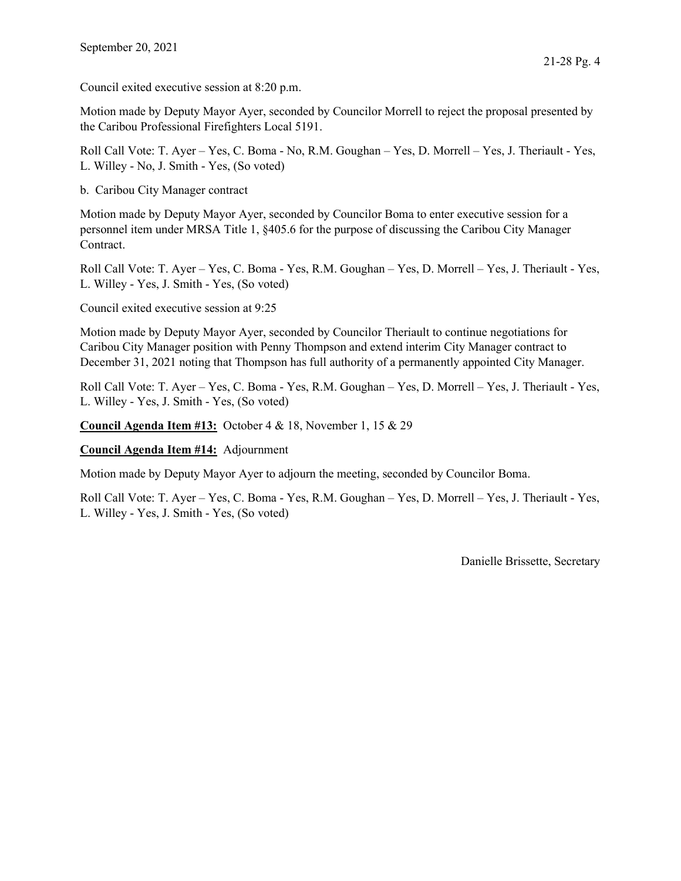Council exited executive session at 8:20 p.m.

Motion made by Deputy Mayor Ayer, seconded by Councilor Morrell to reject the proposal presented by the Caribou Professional Firefighters Local 5191.

Roll Call Vote: T. Ayer – Yes, C. Boma - No, R.M. Goughan – Yes, D. Morrell – Yes, J. Theriault - Yes, L. Willey - No, J. Smith - Yes, (So voted)

b. Caribou City Manager contract

Motion made by Deputy Mayor Ayer, seconded by Councilor Boma to enter executive session for a personnel item under MRSA Title 1, §405.6 for the purpose of discussing the Caribou City Manager Contract.

Roll Call Vote: T. Ayer – Yes, C. Boma - Yes, R.M. Goughan – Yes, D. Morrell – Yes, J. Theriault - Yes, L. Willey - Yes, J. Smith - Yes, (So voted)

Council exited executive session at 9:25

Motion made by Deputy Mayor Ayer, seconded by Councilor Theriault to continue negotiations for Caribou City Manager position with Penny Thompson and extend interim City Manager contract to December 31, 2021 noting that Thompson has full authority of a permanently appointed City Manager.

Roll Call Vote: T. Ayer – Yes, C. Boma - Yes, R.M. Goughan – Yes, D. Morrell – Yes, J. Theriault - Yes, L. Willey - Yes, J. Smith - Yes, (So voted)

**Council Agenda Item #13:** October 4 & 18, November 1, 15 & 29

**Council Agenda Item #14:** Adjournment

Motion made by Deputy Mayor Ayer to adjourn the meeting, seconded by Councilor Boma.

Roll Call Vote: T. Ayer – Yes, C. Boma - Yes, R.M. Goughan – Yes, D. Morrell – Yes, J. Theriault - Yes, L. Willey - Yes, J. Smith - Yes, (So voted)

Danielle Brissette, Secretary